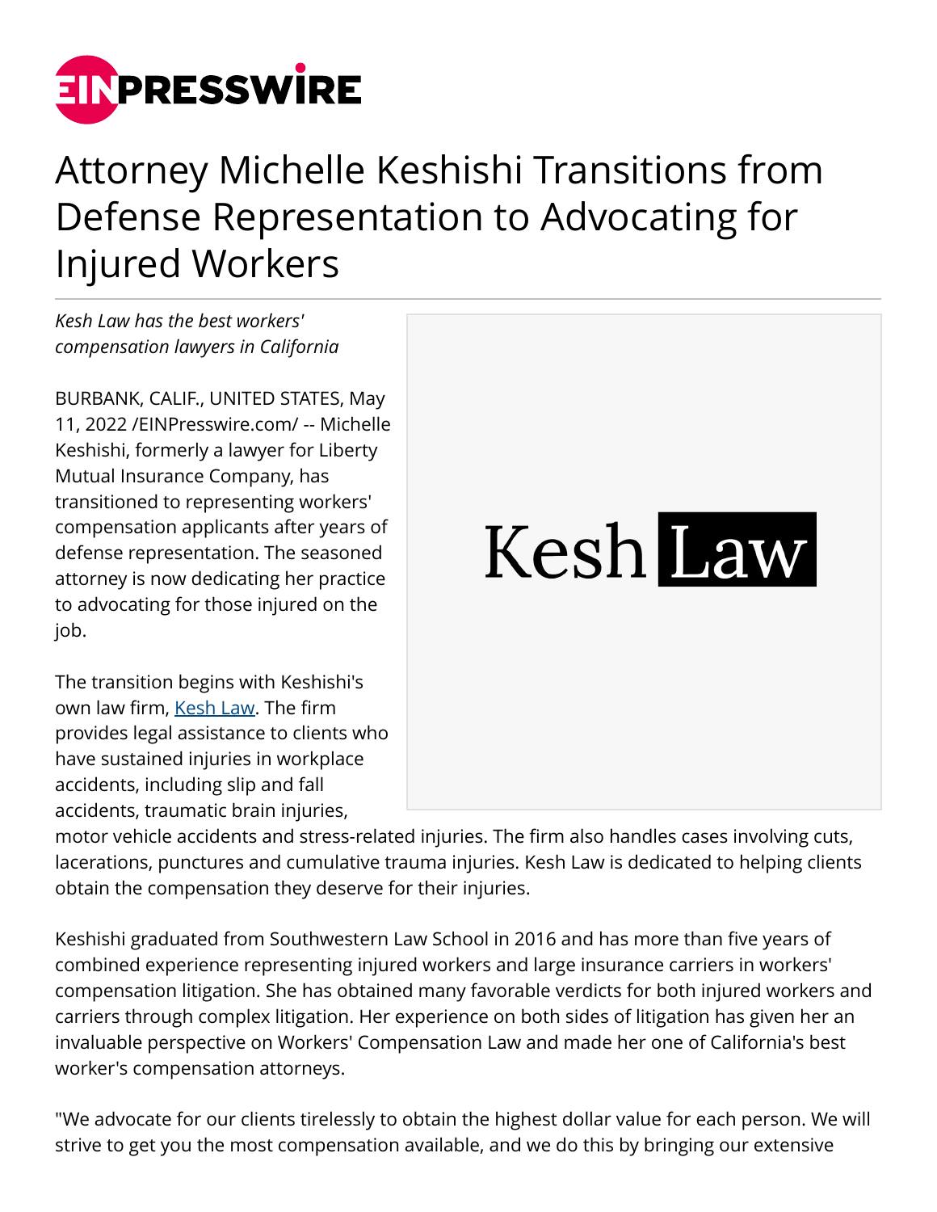# Attorney Michelle Keshishi Transitions from Defense Representation to Advocating for Injured Workers

*Kesh Law has the best workers' compensation lawyers in California*

BURBANK, CALIF., UNITED STATES, May 11, 2022 /EINPresswire.com/ -- Michelle Keshishi, formerly a lawyer for Liberty Mutual Insurance Company, has transitioned to representing workers' compensation applicants after years of defense representation. The seasoned attorney is now dedicating her practice to advocating for those injured on the job.

The transition begins with Keshishi's own law firm, Kesh Law. The firm provides legal assistance to clients who have sustained injuries in workplace accidents, including slip and fall accidents, traumatic brain injuries, motor vehicle accidents and stress-related injuries. The firm also handles cases involving cuts, lacerations, punctures and cumulative trauma injuries. Kesh Law is dedicated to helping clients obtain the compensation they deserve for their injuries.

Keshishi graduated from Southwestern Law School in 2016 and has more than five years of combined experience representing injured workers and large insurance carriers in workers' compensation litigation. She has obtained many favorable verdicts for both injured workers and carriers through complex litigation. Her experience on both sides of litigation has given her an invaluable perspective on Workers' Compensation Law and made her one of California's best worker's compensation attorneys.

"We advocate for our clients tirelessly to obtain the highest dollar value for each person. We will strive to get you the most compensation available, and we do this by bringing our extensive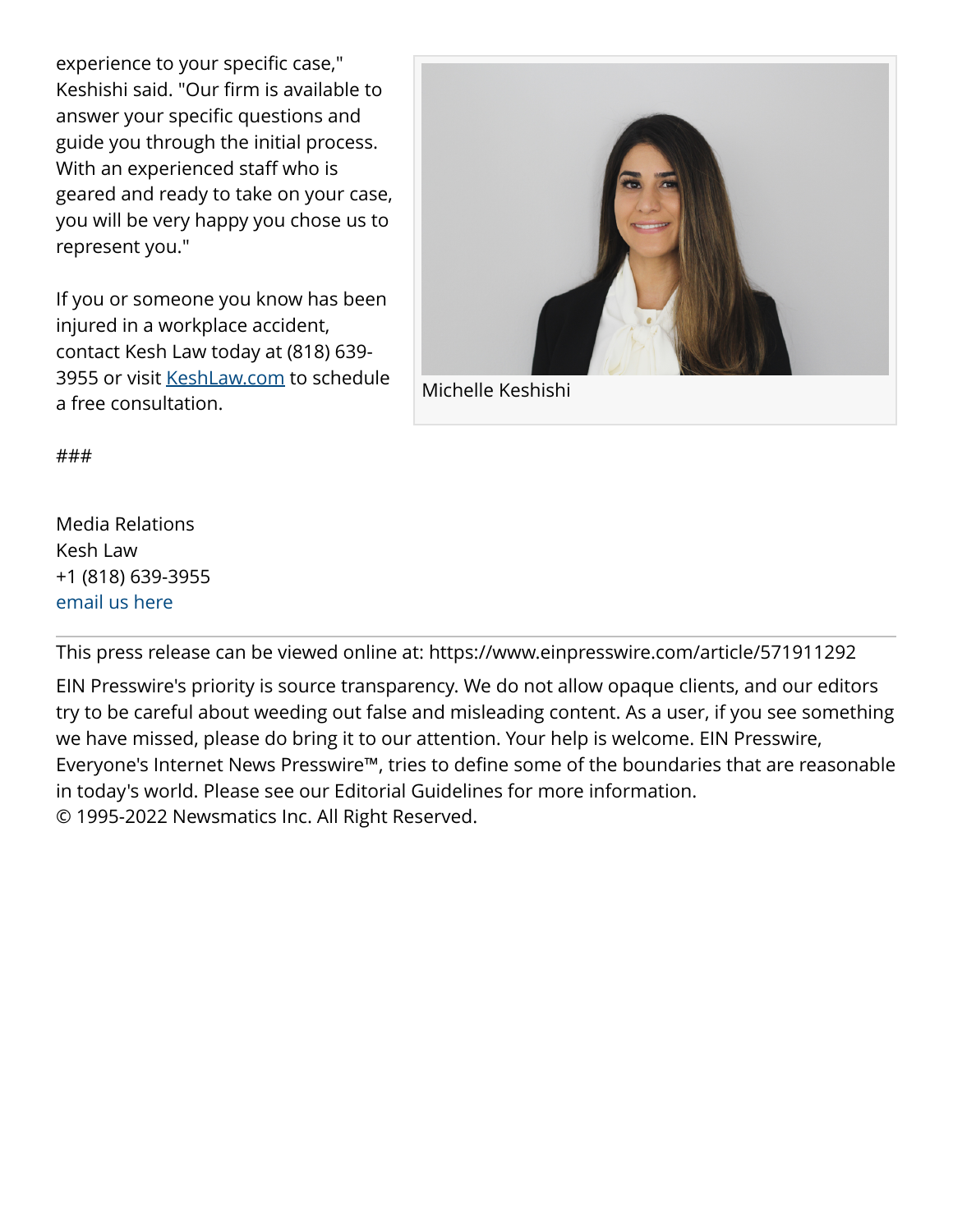experience to your specific case," Keshishi said. "Our firm is available to answer your specific questions and guide you through the initial process. With an experienced staff who is geared and ready to take on your case, you will be very happy you chose us to represent you."

If you or someone you know has been injured in a workplace accident, contact Kesh Law today at (818) 639-3955 or visit [KeshLaw.com](https://KeshLaw.com) to schedule a free consultation.

Michelle Keshishi

###

Media Relations
Kesh Law
+1 (818) 639-3955
email us here

---

This press release can be viewed online at: https://www.einpresswire.com/article/571911292

EIN Presswire's priority is source transparency. We do not allow opaque clients, and our editors try to be careful about weeding out false and misleading content. As a user, if you see something we have missed, please do bring it to our attention. Your help is welcome. EIN Presswire, Everyone's Internet News Presswire™, tries to define some of the boundaries that are reasonable in today's world. Please see our Editorial Guidelines for more information.
© 1995-2022 Newsmatics Inc. All Right Reserved.